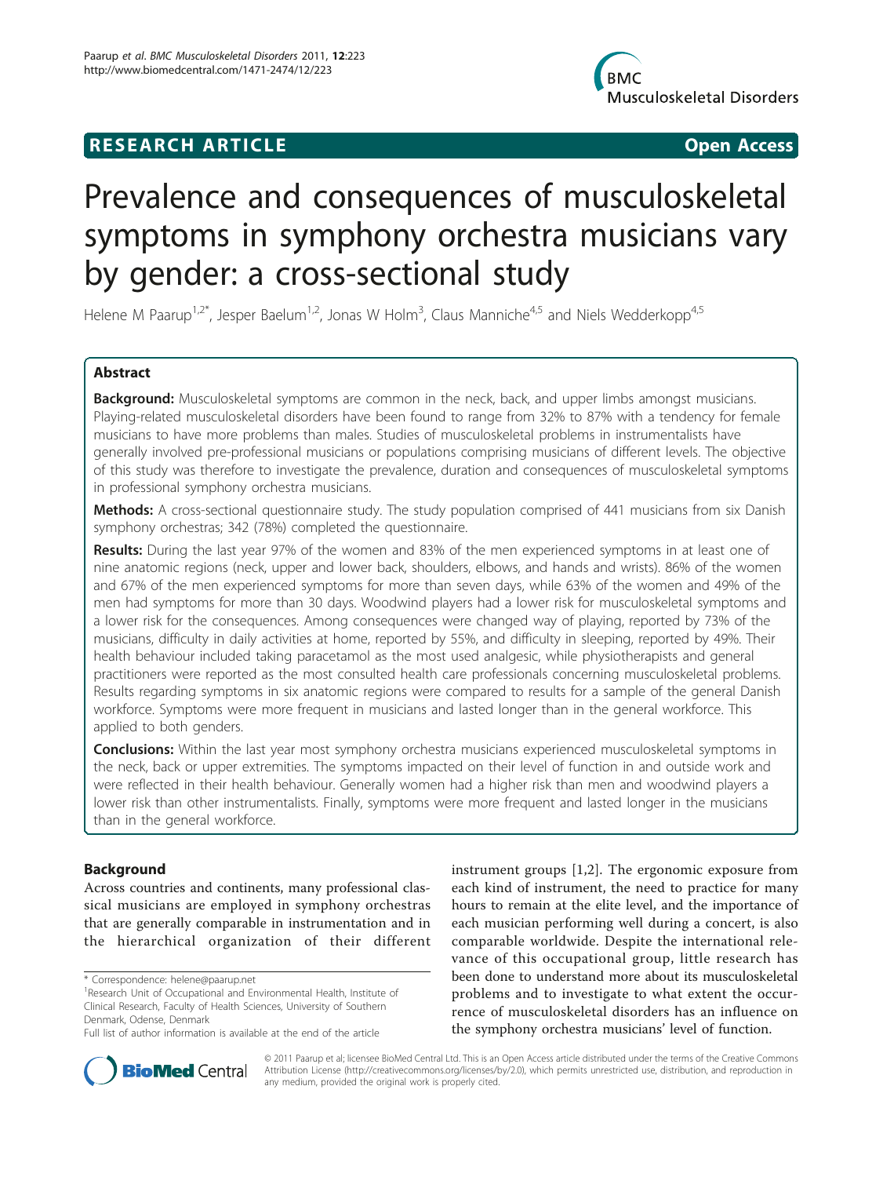**RESEARCH ARTICLE** **Open Access**

# Prevalence and consequences of musculoskeletal symptoms in symphony orchestra musicians vary by gender: a cross-sectional study

Helene M Paarup[1,2*], Jesper Baelum[1,2], Jonas W Holm[3], Claus Manniche[4,5] and Niels Wedderkopp[4,5]

## Abstract

**Background:** Musculoskeletal symptoms are common in the neck, back, and upper limbs amongst musicians. Playing-related musculoskeletal disorders have been found to range from 32% to 87% with a tendency for female musicians to have more problems than males. Studies of musculoskeletal problems in instrumentalists have generally involved pre-professional musicians or populations comprising musicians of different levels. The objective of this study was therefore to investigate the prevalence, duration and consequences of musculoskeletal symptoms in professional symphony orchestra musicians.

**Methods:** A cross-sectional questionnaire study. The study population comprised of 441 musicians from six Danish symphony orchestras; 342 (78%) completed the questionnaire.

**Results:** During the last year 97% of the women and 83% of the men experienced symptoms in at least one of nine anatomic regions (neck, upper and lower back, shoulders, elbows, and hands and wrists). 86% of the women and 67% of the men experienced symptoms for more than seven days, while 63% of the women and 49% of the men had symptoms for more than 30 days. Woodwind players had a lower risk for musculoskeletal symptoms and a lower risk for the consequences. Among consequences were changed way of playing, reported by 73% of the musicians, difficulty in daily activities at home, reported by 55%, and difficulty in sleeping, reported by 49%. Their health behaviour included taking paracetamol as the most used analgesic, while physiotherapists and general practitioners were reported as the most consulted health care professionals concerning musculoskeletal problems. Results regarding symptoms in six anatomic regions were compared to results for a sample of the general Danish workforce. Symptoms were more frequent in musicians and lasted longer than in the general workforce. This applied to both genders.

**Conclusions:** Within the last year most symphony orchestra musicians experienced musculoskeletal symptoms in the neck, back or upper extremities. The symptoms impacted on their level of function in and outside work and were reflected in their health behaviour. Generally women had a higher risk than men and woodwind players a lower risk than other instrumentalists. Finally, symptoms were more frequent and lasted longer in the musicians than in the general workforce.

## Background

Across countries and continents, many professional classical musicians are employed in symphony orchestras that are generally comparable in instrumentation and in the hierarchical organization of their different instrument groups [1,2]. The ergonomic exposure from each kind of instrument, the need to practice for many hours to remain at the elite level, and the importance of each musician performing well during a concert, is also comparable worldwide. Despite the international relevance of this occupational group, little research has been done to understand more about its musculoskeletal problems and to investigate to what extent the occurrence of musculoskeletal disorders has an influence on the symphony orchestra musicians' level of function.

* Correspondence: helene@paarup.net
[1]Research Unit of Occupational and Environmental Health, Institute of Clinical Research, Faculty of Health Sciences, University of Southern Denmark, Odense, Denmark
Full list of author information is available at the end of the article

© 2011 Paarup et al; licensee BioMed Central Ltd. This is an Open Access article distributed under the terms of the Creative Commons Attribution License (http://creativecommons.org/licenses/by/2.0), which permits unrestricted use, distribution, and reproduction in any medium, provided the original work is properly cited.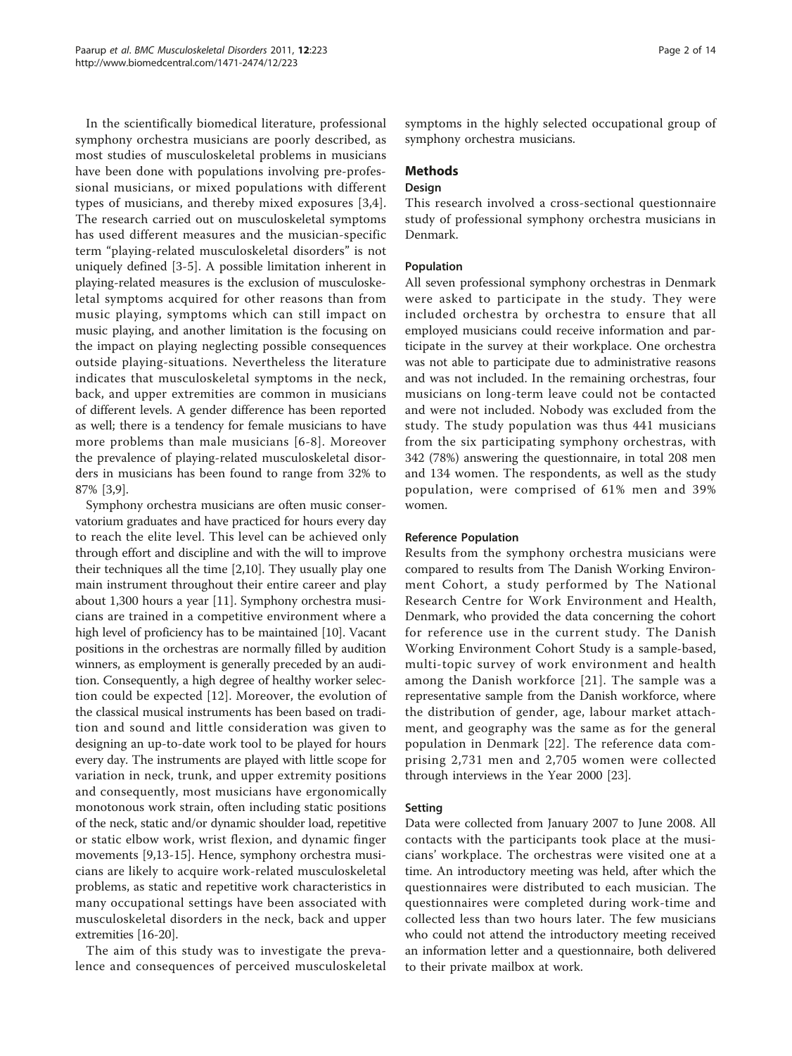In the scientifically biomedical literature, professional symphony orchestra musicians are poorly described, as most studies of musculoskeletal problems in musicians have been done with populations involving pre-professional musicians, or mixed populations with different types of musicians, and thereby mixed exposures [3,4]. The research carried out on musculoskeletal symptoms has used different measures and the musician-specific term "playing-related musculoskeletal disorders" is not uniquely defined [3-5]. A possible limitation inherent in playing-related measures is the exclusion of musculoskeletal symptoms acquired for other reasons than from music playing, symptoms which can still impact on music playing, and another limitation is the focusing on the impact on playing neglecting possible consequences outside playing-situations. Nevertheless the literature indicates that musculoskeletal symptoms in the neck, back, and upper extremities are common in musicians of different levels. A gender difference has been reported as well; there is a tendency for female musicians to have more problems than male musicians [6-8]. Moreover the prevalence of playing-related musculoskeletal disorders in musicians has been found to range from 32% to 87% [3,9].

Symphony orchestra musicians are often music conservatorium graduates and have practiced for hours every day to reach the elite level. This level can be achieved only through effort and discipline and with the will to improve their techniques all the time [2,10]. They usually play one main instrument throughout their entire career and play about 1,300 hours a year [11]. Symphony orchestra musicians are trained in a competitive environment where a high level of proficiency has to be maintained [10]. Vacant positions in the orchestras are normally filled by audition winners, as employment is generally preceded by an audition. Consequently, a high degree of healthy worker selection could be expected [12]. Moreover, the evolution of the classical musical instruments has been based on tradition and sound and little consideration was given to designing an up-to-date work tool to be played for hours every day. The instruments are played with little scope for variation in neck, trunk, and upper extremity positions and consequently, most musicians have ergonomically monotonous work strain, often including static positions of the neck, static and/or dynamic shoulder load, repetitive or static elbow work, wrist flexion, and dynamic finger movements [9,13-15]. Hence, symphony orchestra musicians are likely to acquire work-related musculoskeletal problems, as static and repetitive work characteristics in many occupational settings have been associated with musculoskeletal disorders in the neck, back and upper extremities [16-20].

The aim of this study was to investigate the prevalence and consequences of perceived musculoskeletal symptoms in the highly selected occupational group of symphony orchestra musicians.

## Methods

### Design

This research involved a cross-sectional questionnaire study of professional symphony orchestra musicians in Denmark.

### Population

All seven professional symphony orchestras in Denmark were asked to participate in the study. They were included orchestra by orchestra to ensure that all employed musicians could receive information and participate in the survey at their workplace. One orchestra was not able to participate due to administrative reasons and was not included. In the remaining orchestras, four musicians on long-term leave could not be contacted and were not included. Nobody was excluded from the study. The study population was thus 441 musicians from the six participating symphony orchestras, with 342 (78%) answering the questionnaire, in total 208 men and 134 women. The respondents, as well as the study population, were comprised of 61% men and 39% women.

### Reference Population

Results from the symphony orchestra musicians were compared to results from The Danish Working Environment Cohort, a study performed by The National Research Centre for Work Environment and Health, Denmark, who provided the data concerning the cohort for reference use in the current study. The Danish Working Environment Cohort Study is a sample-based, multi-topic survey of work environment and health among the Danish workforce [21]. The sample was a representative sample from the Danish workforce, where the distribution of gender, age, labour market attachment, and geography was the same as for the general population in Denmark [22]. The reference data comprising 2,731 men and 2,705 women were collected through interviews in the Year 2000 [23].

### Setting

Data were collected from January 2007 to June 2008. All contacts with the participants took place at the musicians' workplace. The orchestras were visited one at a time. An introductory meeting was held, after which the questionnaires were distributed to each musician. The questionnaires were completed during work-time and collected less than two hours later. The few musicians who could not attend the introductory meeting received an information letter and a questionnaire, both delivered to their private mailbox at work.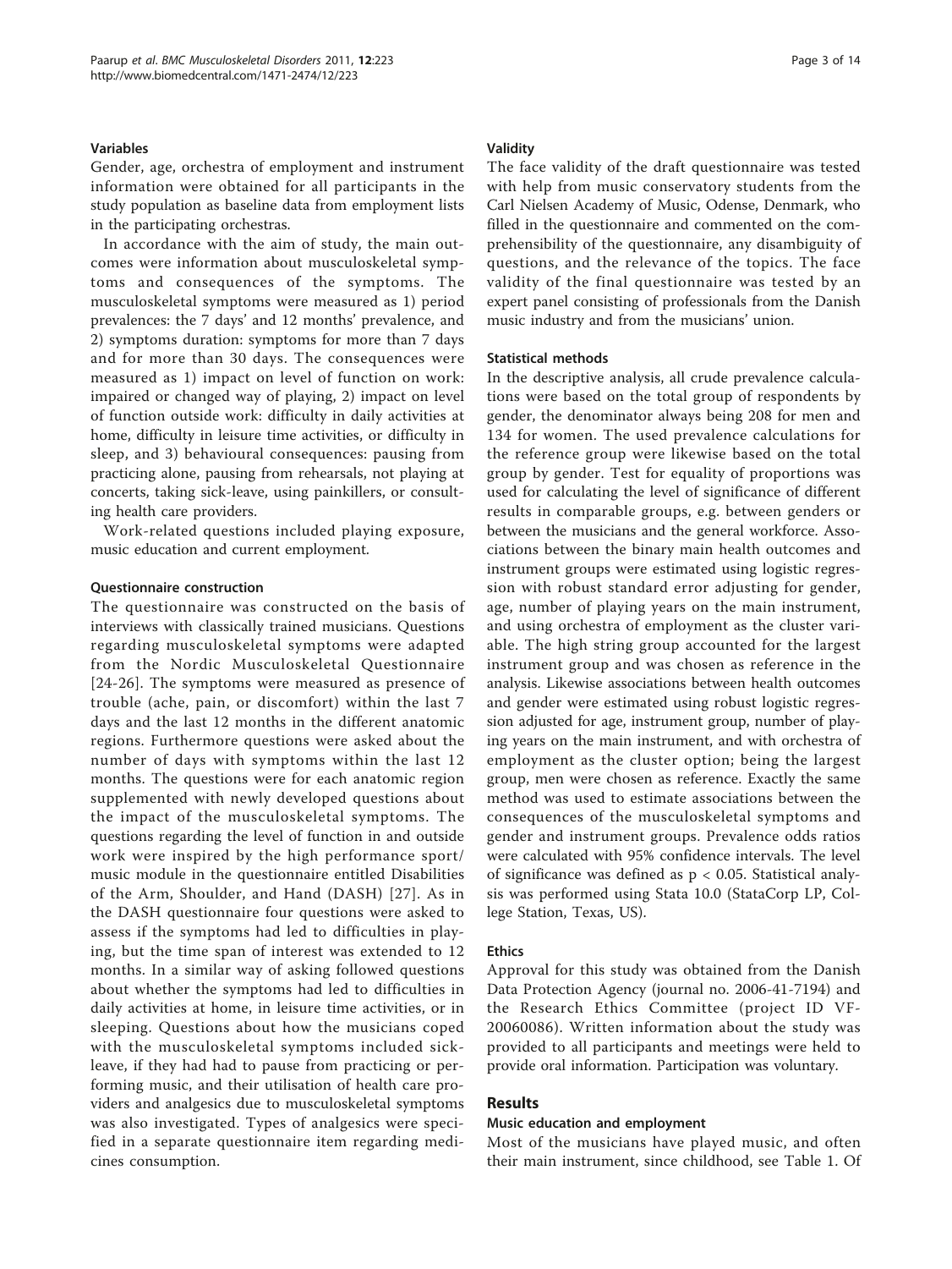### Variables

Gender, age, orchestra of employment and instrument information were obtained for all participants in the study population as baseline data from employment lists in the participating orchestras.

In accordance with the aim of study, the main outcomes were information about musculoskeletal symptoms and consequences of the symptoms. The musculoskeletal symptoms were measured as 1) period prevalences: the 7 days' and 12 months' prevalence, and 2) symptoms duration: symptoms for more than 7 days and for more than 30 days. The consequences were measured as 1) impact on level of function on work: impaired or changed way of playing, 2) impact on level of function outside work: difficulty in daily activities at home, difficulty in leisure time activities, or difficulty in sleep, and 3) behavioural consequences: pausing from practicing alone, pausing from rehearsals, not playing at concerts, taking sick-leave, using painkillers, or consulting health care providers.

Work-related questions included playing exposure, music education and current employment.

### Questionnaire construction

The questionnaire was constructed on the basis of interviews with classically trained musicians. Questions regarding musculoskeletal symptoms were adapted from the Nordic Musculoskeletal Questionnaire [24-26]. The symptoms were measured as presence of trouble (ache, pain, or discomfort) within the last 7 days and the last 12 months in the different anatomic regions. Furthermore questions were asked about the number of days with symptoms within the last 12 months. The questions were for each anatomic region supplemented with newly developed questions about the impact of the musculoskeletal symptoms. The questions regarding the level of function in and outside work were inspired by the high performance sport/music module in the questionnaire entitled Disabilities of the Arm, Shoulder, and Hand (DASH) [27]. As in the DASH questionnaire four questions were asked to assess if the symptoms had led to difficulties in playing, but the time span of interest was extended to 12 months. In a similar way of asking followed questions about whether the symptoms had led to difficulties in daily activities at home, in leisure time activities, or in sleeping. Questions about how the musicians coped with the musculoskeletal symptoms included sick-leave, if they had had to pause from practicing or performing music, and their utilisation of health care providers and analgesics due to musculoskeletal symptoms was also investigated. Types of analgesics were specified in a separate questionnaire item regarding medicines consumption.

### Validity

The face validity of the draft questionnaire was tested with help from music conservatory students from the Carl Nielsen Academy of Music, Odense, Denmark, who filled in the questionnaire and commented on the comprehensibility of the questionnaire, any disambiguity of questions, and the relevance of the topics. The face validity of the final questionnaire was tested by an expert panel consisting of professionals from the Danish music industry and from the musicians' union.

### Statistical methods

In the descriptive analysis, all crude prevalence calculations were based on the total group of respondents by gender, the denominator always being 208 for men and 134 for women. The used prevalence calculations for the reference group were likewise based on the total group by gender. Test for equality of proportions was used for calculating the level of significance of different results in comparable groups, e.g. between genders or between the musicians and the general workforce. Associations between the binary main health outcomes and instrument groups were estimated using logistic regression with robust standard error adjusting for gender, age, number of playing years on the main instrument, and using orchestra of employment as the cluster variable. The high string group accounted for the largest instrument group and was chosen as reference in the analysis. Likewise associations between health outcomes and gender were estimated using robust logistic regression adjusted for age, instrument group, number of playing years on the main instrument, and with orchestra of employment as the cluster option; being the largest group, men were chosen as reference. Exactly the same method was used to estimate associations between the consequences of the musculoskeletal symptoms and gender and instrument groups. Prevalence odds ratios were calculated with 95% confidence intervals. The level of significance was defined as $p < 0.05$. Statistical analysis was performed using Stata 10.0 (StataCorp LP, College Station, Texas, US).

### Ethics

Approval for this study was obtained from the Danish Data Protection Agency (journal no. 2006-41-7194) and the Research Ethics Committee (project ID VF-20060086). Written information about the study was provided to all participants and meetings were held to provide oral information. Participation was voluntary.

## Results

### Music education and employment

Most of the musicians have played music, and often their main instrument, since childhood, see Table 1. Of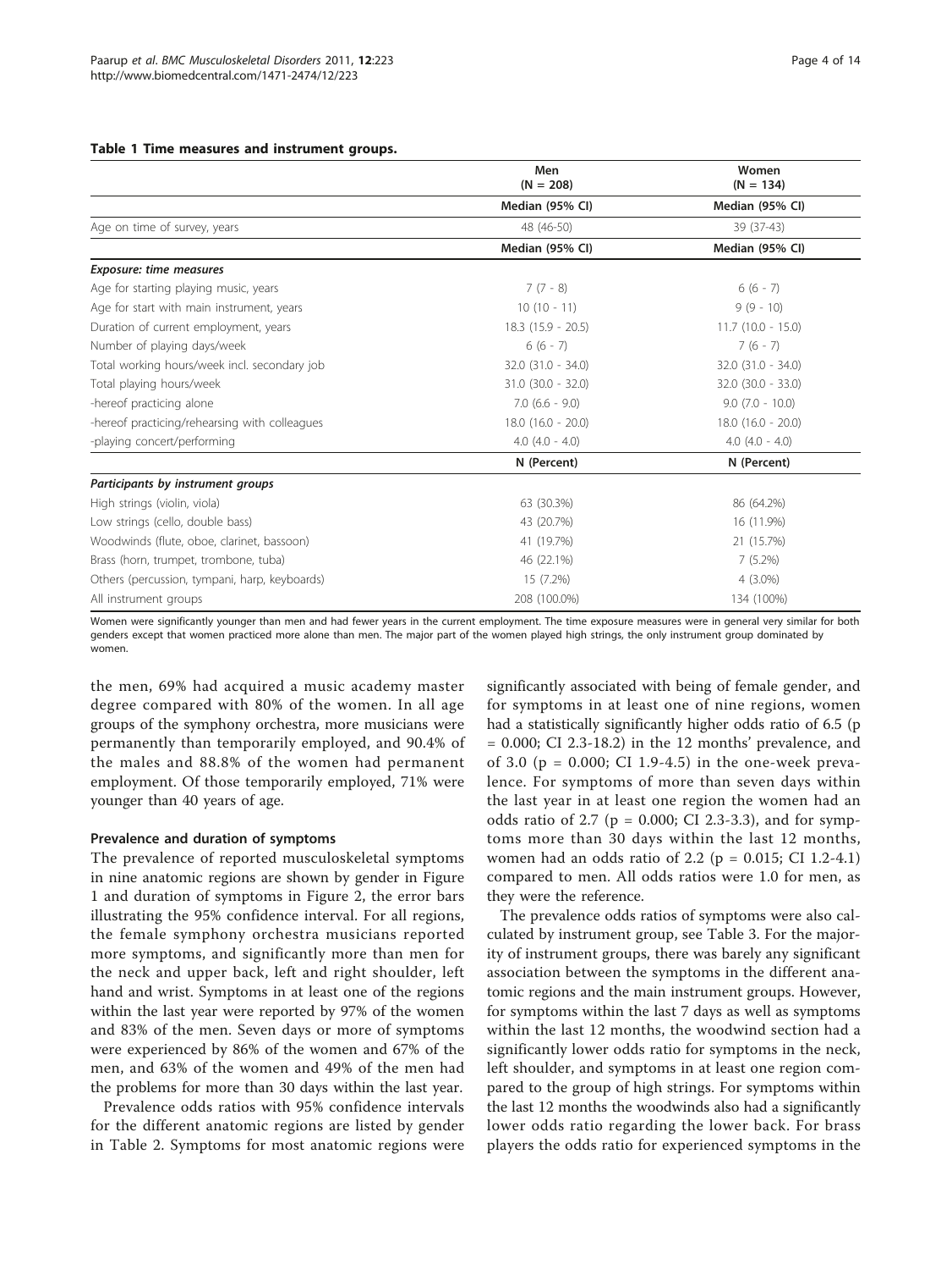**Table 1 Time measures and instrument groups.**

| | Men (N = 208) | Women (N = 134) |
|---|---|---|
| | Median (95% CI) | Median (95% CI) |
| Age on time of survey, years | 48 (46-50) | 39 (37-43) |
| | Median (95% CI) | Median (95% CI) |
| ***Exposure: time measures*** | | |
| Age for starting playing music, years | 7 (7 - 8) | 6 (6 - 7) |
| Age for start with main instrument, years | 10 (10 - 11) | 9 (9 - 10) |
| Duration of current employment, years | 18.3 (15.9 - 20.5) | 11.7 (10.0 - 15.0) |
| Number of playing days/week | 6 (6 - 7) | 7 (6 - 7) |
| Total working hours/week incl. secondary job | 32.0 (31.0 - 34.0) | 32.0 (31.0 - 34.0) |
| Total playing hours/week | 31.0 (30.0 - 32.0) | 32.0 (30.0 - 33.0) |
| -hereof practicing alone | 7.0 (6.6 - 9.0) | 9.0 (7.0 - 10.0) |
| -hereof practicing/rehearsing with colleagues | 18.0 (16.0 - 20.0) | 18.0 (16.0 - 20.0) |
| -playing concert/performing | 4.0 (4.0 - 4.0) | 4.0 (4.0 - 4.0) |
| | N (Percent) | N (Percent) |
| ***Participants by instrument groups*** | | |
| High strings (violin, viola) | 63 (30.3%) | 86 (64.2%) |
| Low strings (cello, double bass) | 43 (20.7%) | 16 (11.9%) |
| Woodwinds (flute, oboe, clarinet, bassoon) | 41 (19.7%) | 21 (15.7%) |
| Brass (horn, trumpet, trombone, tuba) | 46 (22.1%) | 7 (5.2%) |
| Others (percussion, tympani, harp, keyboards) | 15 (7.2%) | 4 (3.0%) |
| All instrument groups | 208 (100.0%) | 134 (100%) |

Women were significantly younger than men and had fewer years in the current employment. The time exposure measures were in general very similar for both genders except that women practiced more alone than men. The major part of the women played high strings, the only instrument group dominated by women.

the men, 69% had acquired a music academy master degree compared with 80% of the women. In all age groups of the symphony orchestra, more musicians were permanently than temporarily employed, and 90.4% of the males and 88.8% of the women had permanent employment. Of those temporarily employed, 71% were younger than 40 years of age.

#### Prevalence and duration of symptoms

The prevalence of reported musculoskeletal symptoms in nine anatomic regions are shown by gender in Figure 1 and duration of symptoms in Figure 2, the error bars illustrating the 95% confidence interval. For all regions, the female symphony orchestra musicians reported more symptoms, and significantly more than men for the neck and upper back, left and right shoulder, left hand and wrist. Symptoms in at least one of the regions within the last year were reported by 97% of the women and 83% of the men. Seven days or more of symptoms were experienced by 86% of the women and 67% of the men, and 63% of the women and 49% of the men had the problems for more than 30 days within the last year.

Prevalence odds ratios with 95% confidence intervals for the different anatomic regions are listed by gender in Table 2. Symptoms for most anatomic regions were significantly associated with being of female gender, and for symptoms in at least one of nine regions, women had a statistically significantly higher odds ratio of 6.5 ($p = 0.000$; CI 2.3-18.2) in the 12 months' prevalence, and of 3.0 ($p = 0.000$; CI 1.9-4.5) in the one-week prevalence. For symptoms of more than seven days within the last year in at least one region the women had an odds ratio of 2.7 ($p = 0.000$; CI 2.3-3.3), and for symptoms more than 30 days within the last 12 months, women had an odds ratio of 2.2 ($p = 0.015$; CI 1.2-4.1) compared to men. All odds ratios were 1.0 for men, as they were the reference.

The prevalence odds ratios of symptoms were also calculated by instrument group, see Table 3. For the majority of instrument groups, there was barely any significant association between the symptoms in the different anatomic regions and the main instrument groups. However, for symptoms within the last 7 days as well as symptoms within the last 12 months, the woodwind section had a significantly lower odds ratio for symptoms in the neck, left shoulder, and symptoms in at least one region compared to the group of high strings. For symptoms within the last 12 months the woodwinds also had a significantly lower odds ratio regarding the lower back. For brass players the odds ratio for experienced symptoms in the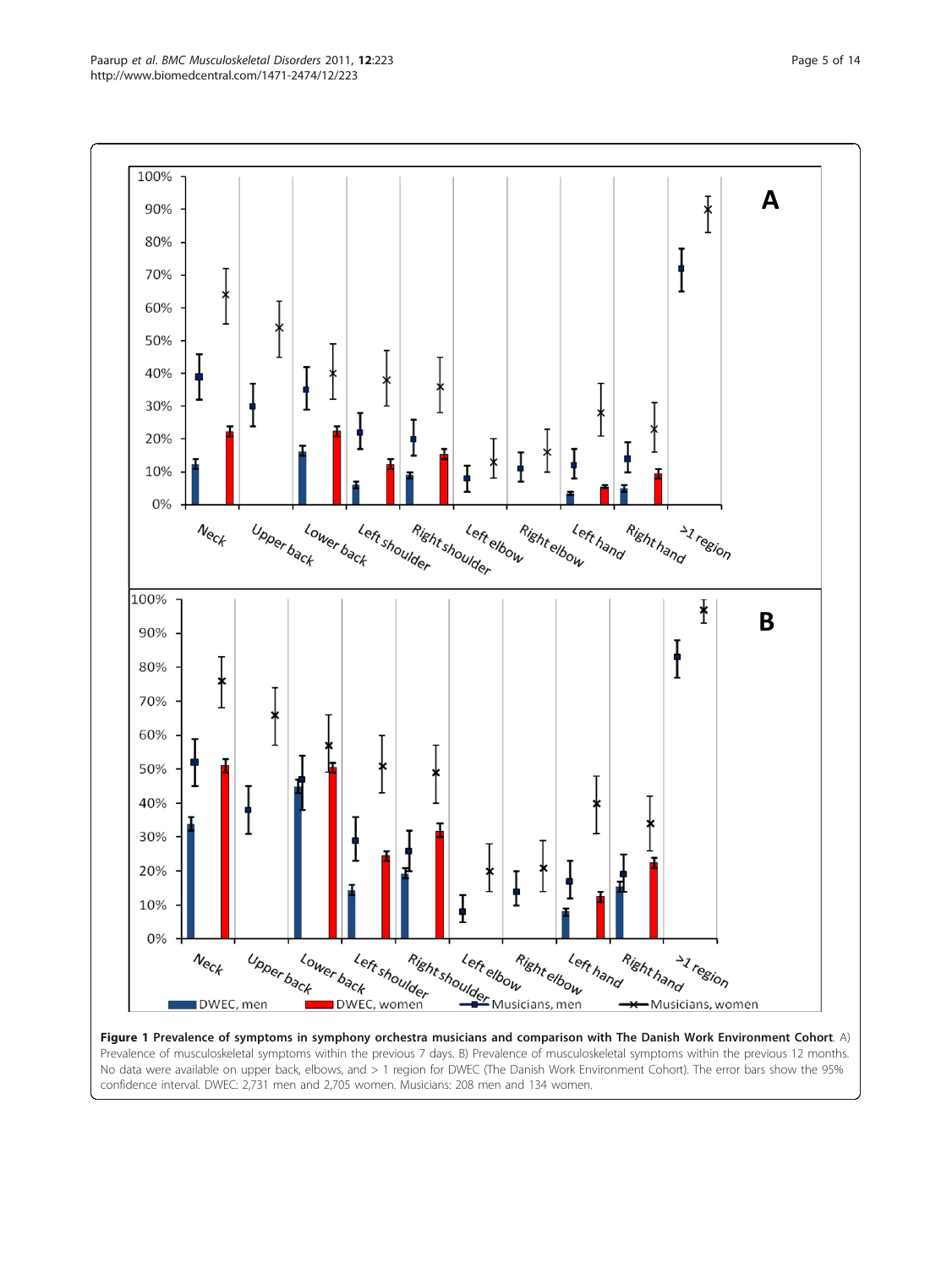A

100%
90%
80%
70%
60%
50%
40%
30%
20%
10%
0%

Neck, Upper back, Lower back, Left shoulder, Right shoulder, Left elbow, Right elbow, Left hand, Right hand, >1 region

B

100%
90%
80%
70%
60%
50%
40%
30%
20%
10%
0%

Neck, Upper back, Lower back, Left shoulder, Right shoulder, Left elbow, Right elbow, Left hand, Right hand, >1 region

DWEC, men
DWEC, women
Musicians, men
Musicians, women

**Figure 1 Prevalence of symptoms in symphony orchestra musicians and comparison with The Danish Work Environment Cohort**. A) Prevalence of musculoskeletal symptoms within the previous 7 days. B) Prevalence of musculoskeletal symptoms within the previous 12 months. No data were available on upper back, elbows, and > 1 region for DWEC (The Danish Work Environment Cohort). The error bars show the 95% confidence interval. DWEC: 2,731 men and 2,705 women. Musicians: 208 men and 134 women.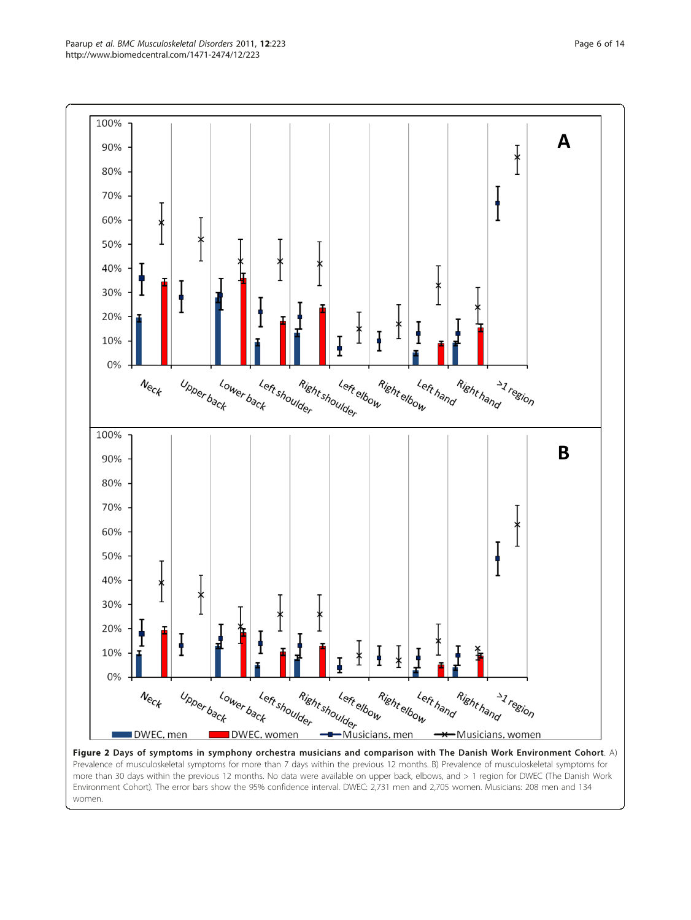**Figure 2 Days of symptoms in symphony orchestra musicians and comparison with The Danish Work Environment Cohort**. A) Prevalence of musculoskeletal symptoms for more than 7 days within the previous 12 months. B) Prevalence of musculoskeletal symptoms for more than 30 days within the previous 12 months. No data were available on upper back, elbows, and > 1 region for DWEC (The Danish Work Environment Cohort). The error bars show the 95% confidence interval. DWEC: 2,731 men and 2,705 women. Musicians: 208 men and 134 women.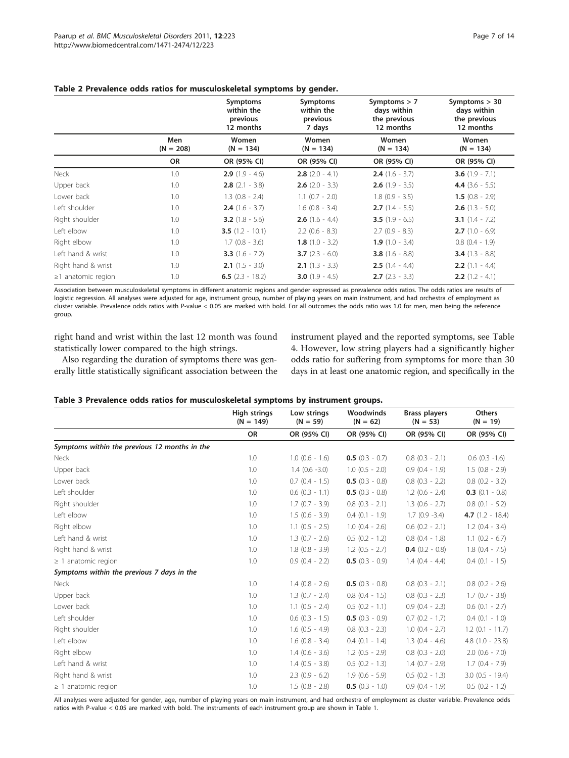**Table 2 Prevalence odds ratios for musculoskeletal symptoms by gender.**

| | | Symptoms within the previous 12 months | Symptoms within the previous 7 days | Symptoms > 7 days within the previous 12 months | Symptoms > 30 days within the previous 12 months |
|---|---|---|---|---|---|
| | Men (N = 208) | Women (N = 134) | Women (N = 134) | Women (N = 134) | Women (N = 134) |
| | OR | OR (95% CI) | OR (95% CI) | OR (95% CI) | OR (95% CI) |
| Neck | 1.0 | **2.9** (1.9 - 4.6) | **2.8** (2.0 - 4.1) | **2.4** (1.6 - 3.7) | **3.6** (1.9 - 7.1) |
| Upper back | 1.0 | **2.8** (2.1 - 3.8) | **2.6** (2.0 - 3.3) | **2.6** (1.9 - 3.5) | **4.4** (3.6 - 5.5) |
| Lower back | 1.0 | 1.3 (0.8 - 2.4) | 1.1 (0.7 - 2.0) | 1.8 (0.9 - 3.5) | **1.5** (0.8 - 2.9) |
| Left shoulder | 1.0 | **2.4** (1.6 - 3.7) | 1.6 (0.8 - 3.4) | **2.7** (1.4 - 5.5) | **2.6** (1.3 - 5.0) |
| Right shoulder | 1.0 | **3.2** (1.8 - 5.6) | **2.6** (1.6 - 4.4) | **3.5** (1.9 - 6.5) | **3.1** (1.4 - 7.2) |
| Left elbow | 1.0 | **3.5** (1.2 - 10.1) | 2.2 (0.6 - 8.3) | 2.7 (0.9 - 8.3) | **2.7** (1.0 - 6.9) |
| Right elbow | 1.0 | 1.7 (0.8 - 3.6) | **1.8** (1.0 - 3.2) | **1.9** (1.0 - 3.4) | 0.8 (0.4 - 1.9) |
| Left hand & wrist | 1.0 | **3.3** (1.6 - 7.2) | **3.7** (2.3 - 6.0) | **3.8** (1.6 - 8.8) | **3.4** (1.3 - 8.8) |
| Right hand & wrist | 1.0 | **2.1** (1.5 - 3.0) | **2.1** (1.3 - 3.3) | **2.5** (1.4 - 4.4) | **2.2** (1.1 - 4.4) |
| ≥1 anatomic region | 1.0 | **6.5** (2.3 - 18.2) | **3.0** (1.9 - 4.5) | **2.7** (2.3 - 3.3) | **2.2** (1.2 - 4.1) |

Association between musculoskeletal symptoms in different anatomic regions and gender expressed as prevalence odds ratios. The odds ratios are results of logistic regression. All analyses were adjusted for age, instrument group, number of playing years on main instrument, and had orchestra of employment as cluster variable. Prevalence odds ratios with P-value < 0.05 are marked with bold. For all outcomes the odds ratio was 1.0 for men, men being the reference group.

right hand and wrist within the last 12 month was found statistically lower compared to the high strings.

Also regarding the duration of symptoms there was generally little statistically significant association between the instrument played and the reported symptoms, see Table 4. However, low string players had a significantly higher odds ratio for suffering from symptoms for more than 30 days in at least one anatomic region, and specifically in the

**Table 3 Prevalence odds ratios for musculoskeletal symptoms by instrument groups.**

| | High strings (N = 149) | Low strings (N = 59) | Woodwinds (N = 62) | Brass players (N = 53) | Others (N = 19) |
|---|---|---|---|---|---|
| | OR | OR (95% CI) | OR (95% CI) | OR (95% CI) | OR (95% CI) |
| *Symptoms within the previous 12 months in the* | | | | | |
| Neck | 1.0 | 1.0 (0.6 - 1.6) | **0.5** (0.3 - 0.7) | 0.8 (0.3 - 2.1) | 0.6 (0.3 -1.6) |
| Upper back | 1.0 | 1.4 (0.6 -3.0) | 1.0 (0.5 - 2.0) | 0.9 (0.4 - 1.9) | 1.5 (0.8 - 2.9) |
| Lower back | 1.0 | 0.7 (0.4 - 1.5) | **0.5** (0.3 - 0.8) | 0.8 (0.3 - 2.2) | 0.8 (0.2 - 3.2) |
| Left shoulder | 1.0 | 0.6 (0.3 - 1.1) | **0.5** (0.3 - 0.8) | 1.2 (0.6 - 2.4) | **0.3** (0.1 - 0.8) |
| Right shoulder | 1.0 | 1.7 (0.7 - 3.9) | 0.8 (0.3 - 2.1) | 1.3 (0.6 - 2.7) | 0.8 (0.1 - 5.2) |
| Left elbow | 1.0 | 1.5 (0.6 - 3.9) | 0.4 (0.1 - 1.9) | 1.7 (0.9 -3.4) | **4.7** (1.2 - 18.4) |
| Right elbow | 1.0 | 1.1 (0.5 - 2.5) | 1.0 (0.4 - 2.6) | 0.6 (0.2 - 2.1) | 1.2 (0.4 - 3.4) |
| Left hand & wrist | 1.0 | 1.3 (0.7 - 2.6) | 0.5 (0.2 - 1.2) | 0.8 (0.4 - 1.8) | 1.1 (0.2 - 6.7) |
| Right hand & wrist | 1.0 | 1.8 (0.8 - 3.9) | 1.2 (0.5 - 2.7) | **0.4** (0.2 - 0.8) | 1.8 (0.4 - 7.5) |
| ≥ 1 anatomic region | 1.0 | 0.9 (0.4 - 2.2) | **0.5** (0.3 - 0.9) | 1.4 (0.4 - 4.4) | 0.4 (0.1 - 1.5) |
| *Symptoms within the previous 7 days in the* | | | | | |
| Neck | 1.0 | 1.4 (0.8 - 2.6) | **0.5** (0.3 - 0.8) | 0.8 (0.3 - 2.1) | 0.8 (0.2 - 2.6) |
| Upper back | 1.0 | 1.3 (0.7 - 2.4) | 0.8 (0.4 - 1.5) | 0.8 (0.3 - 2.3) | 1.7 (0.7 - 3.8) |
| Lower back | 1.0 | 1.1 (0.5 - 2.4) | 0.5 (0.2 - 1.1) | 0.9 (0.4 - 2.3) | 0.6 (0.1 - 2.7) |
| Left shoulder | 1.0 | 0.6 (0.3 - 1.5) | **0.5** (0.3 - 0.9) | 0.7 (0.2 - 1.7) | 0.4 (0.1 - 1.0) |
| Right shoulder | 1.0 | 1.6 (0.5 - 4.9) | 0.8 (0.3 - 2.3) | 1.0 (0.4 - 2.7) | 1.2 (0.1 - 11.7) |
| Left elbow | 1.0 | 1.6 (0.8 - 3.4) | 0.4 (0.1 - 1.4) | 1.3 (0.4 - 4.6) | 4.8 (1.0 - 23.8) |
| Right elbow | 1.0 | 1.4 (0.6 - 3.6) | 1.2 (0.5 - 2.9) | 0.8 (0.3 - 2.0) | 2.0 (0.6 - 7.0) |
| Left hand & wrist | 1.0 | 1.4 (0.5 - 3.8) | 0.5 (0.2 - 1.3) | 1.4 (0.7 - 2.9) | 1.7 (0.4 - 7.9) |
| Right hand & wrist | 1.0 | 2.3 (0.9 - 6.2) | 1.9 (0.6 - 5.9) | 0.5 (0.2 - 1.3) | 3.0 (0.5 - 19.4) |
| ≥ 1 anatomic region | 1.0 | 1.5 (0.8 - 2.8) | **0.5** (0.3 - 1.0) | 0.9 (0.4 - 1.9) | 0.5 (0.2 - 1.2) |

All analyses were adjusted for gender, age, number of playing years on main instrument, and had orchestra of employment as cluster variable. Prevalence odds ratios with P-value < 0.05 are marked with bold. The instruments of each instrument group are shown in Table 1.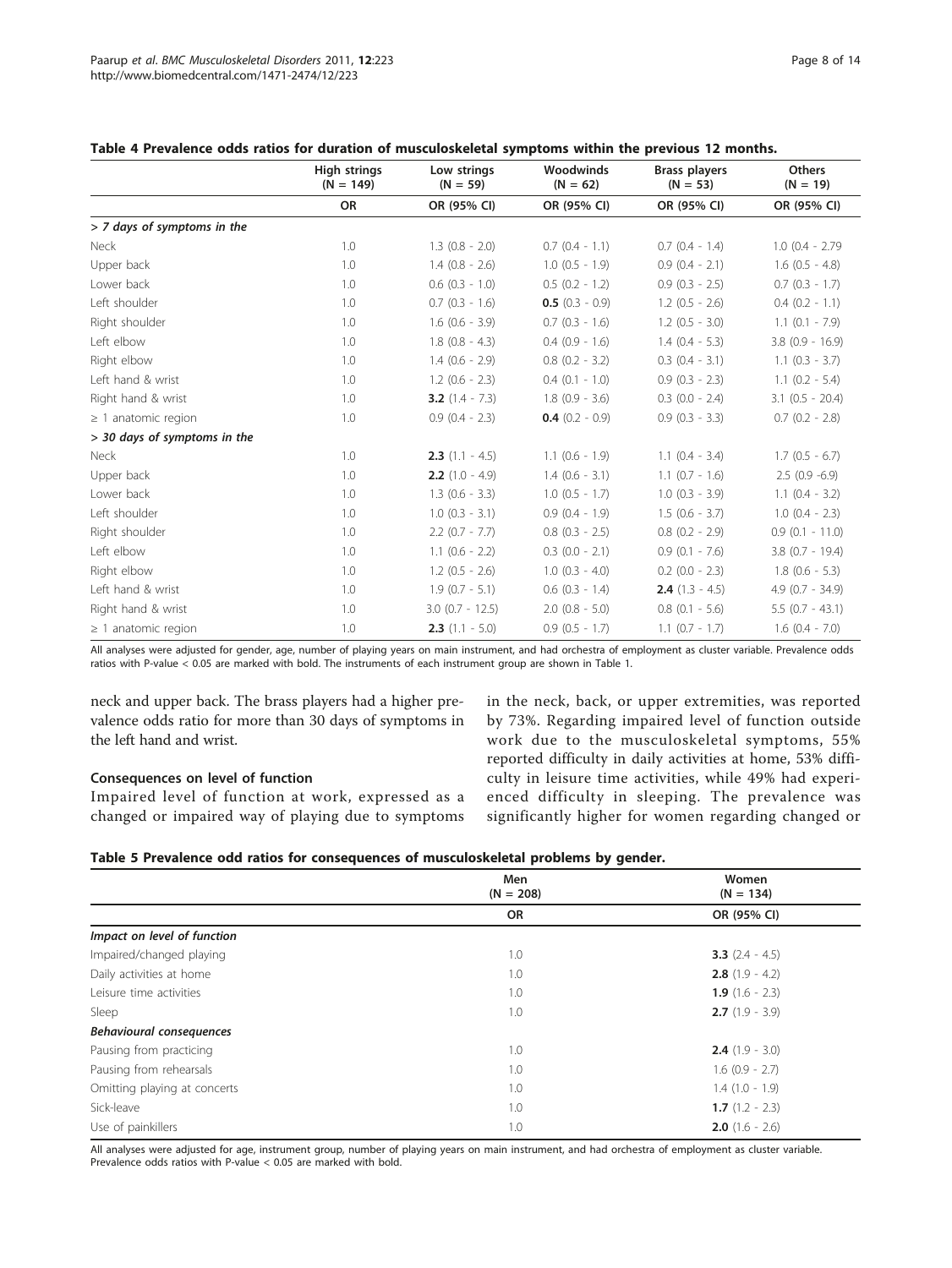**Table 4 Prevalence odds ratios for duration of musculoskeletal symptoms within the previous 12 months.**

| | High strings (N = 149) | Low strings (N = 59) | Woodwinds (N = 62) | Brass players (N = 53) | Others (N = 19) |
|---|---|---|---|---|---|
| | OR | OR (95% CI) | OR (95% CI) | OR (95% CI) | OR (95% CI) |
| *> 7 days of symptoms in the* | | | | | |
| Neck | 1.0 | 1.3 (0.8 - 2.0) | 0.7 (0.4 - 1.1) | 0.7 (0.4 - 1.4) | 1.0 (0.4 - 2.79 |
| Upper back | 1.0 | 1.4 (0.8 - 2.6) | 1.0 (0.5 - 1.9) | 0.9 (0.4 - 2.1) | 1.6 (0.5 - 4.8) |
| Lower back | 1.0 | 0.6 (0.3 - 1.0) | 0.5 (0.2 - 1.2) | 0.9 (0.3 - 2.5) | 0.7 (0.3 - 1.7) |
| Left shoulder | 1.0 | 0.7 (0.3 - 1.6) | **0.5** (0.3 - 0.9) | 1.2 (0.5 - 2.6) | 0.4 (0.2 - 1.1) |
| Right shoulder | 1.0 | 1.6 (0.6 - 3.9) | 0.7 (0.3 - 1.6) | 1.2 (0.5 - 3.0) | 1.1 (0.1 - 7.9) |
| Left elbow | 1.0 | 1.8 (0.8 - 4.3) | 0.4 (0.9 - 1.6) | 1.4 (0.4 - 5.3) | 3.8 (0.9 - 16.9) |
| Right elbow | 1.0 | 1.4 (0.6 - 2.9) | 0.8 (0.2 - 3.2) | 0.3 (0.4 - 3.1) | 1.1 (0.3 - 3.7) |
| Left hand & wrist | 1.0 | 1.2 (0.6 - 2.3) | 0.4 (0.1 - 1.0) | 0.9 (0.3 - 2.3) | 1.1 (0.2 - 5.4) |
| Right hand & wrist | 1.0 | **3.2** (1.4 - 7.3) | 1.8 (0.9 - 3.6) | 0.3 (0.0 - 2.4) | 3.1 (0.5 - 20.4) |
| ≥ 1 anatomic region | 1.0 | 0.9 (0.4 - 2.3) | **0.4** (0.2 - 0.9) | 0.9 (0.3 - 3.3) | 0.7 (0.2 - 2.8) |
| *> 30 days of symptoms in the* | | | | | |
| Neck | 1.0 | **2.3** (1.1 - 4.5) | 1.1 (0.6 - 1.9) | 1.1 (0.4 - 3.4) | 1.7 (0.5 - 6.7) |
| Upper back | 1.0 | **2.2** (1.0 - 4.9) | 1.4 (0.6 - 3.1) | 1.1 (0.7 - 1.6) | 2.5 (0.9 -6.9) |
| Lower back | 1.0 | 1.3 (0.6 - 3.3) | 1.0 (0.5 - 1.7) | 1.0 (0.3 - 3.9) | 1.1 (0.4 - 3.2) |
| Left shoulder | 1.0 | 1.0 (0.3 - 3.1) | 0.9 (0.4 - 1.9) | 1.5 (0.6 - 3.7) | 1.0 (0.4 - 2.3) |
| Right shoulder | 1.0 | 2.2 (0.7 - 7.7) | 0.8 (0.3 - 2.5) | 0.8 (0.2 - 2.9) | 0.9 (0.1 - 11.0) |
| Left elbow | 1.0 | 1.1 (0.6 - 2.2) | 0.3 (0.0 - 2.1) | 0.9 (0.1 - 7.6) | 3.8 (0.7 - 19.4) |
| Right elbow | 1.0 | 1.2 (0.5 - 2.6) | 1.0 (0.3 - 4.0) | 0.2 (0.0 - 2.3) | 1.8 (0.6 - 5.3) |
| Left hand & wrist | 1.0 | 1.9 (0.7 - 5.1) | 0.6 (0.3 - 1.4) | **2.4** (1.3 - 4.5) | 4.9 (0.7 - 34.9) |
| Right hand & wrist | 1.0 | 3.0 (0.7 - 12.5) | 2.0 (0.8 - 5.0) | 0.8 (0.1 - 5.6) | 5.5 (0.7 - 43.1) |
| ≥ 1 anatomic region | 1.0 | **2.3** (1.1 - 5.0) | 0.9 (0.5 - 1.7) | 1.1 (0.7 - 1.7) | 1.6 (0.4 - 7.0) |

All analyses were adjusted for gender, age, number of playing years on main instrument, and had orchestra of employment as cluster variable. Prevalence odds ratios with P-value < 0.05 are marked with bold. The instruments of each instrument group are shown in Table 1.

neck and upper back. The brass players had a higher prevalence odds ratio for more than 30 days of symptoms in the left hand and wrist.

### Consequences on level of function

Impaired level of function at work, expressed as a changed or impaired way of playing due to symptoms in the neck, back, or upper extremities, was reported by 73%. Regarding impaired level of function outside work due to the musculoskeletal symptoms, 55% reported difficulty in daily activities at home, 53% difficulty in leisure time activities, while 49% had experienced difficulty in sleeping. The prevalence was significantly higher for women regarding changed or

**Table 5 Prevalence odd ratios for consequences of musculoskeletal problems by gender.**

| | Men (N = 208) | Women (N = 134) |
|---|---|---|
| | OR | OR (95% CI) |
| *Impact on level of function* | | |
| Impaired/changed playing | 1.0 | **3.3** (2.4 - 4.5) |
| Daily activities at home | 1.0 | **2.8** (1.9 - 4.2) |
| Leisure time activities | 1.0 | **1.9** (1.6 - 2.3) |
| Sleep | 1.0 | **2.7** (1.9 - 3.9) |
| ***Behavioural consequences*** | | |
| Pausing from practicing | 1.0 | **2.4** (1.9 - 3.0) |
| Pausing from rehearsals | 1.0 | 1.6 (0.9 - 2.7) |
| Omitting playing at concerts | 1.0 | 1.4 (1.0 - 1.9) |
| Sick-leave | 1.0 | **1.7** (1.2 - 2.3) |
| Use of painkillers | 1.0 | **2.0** (1.6 - 2.6) |

All analyses were adjusted for age, instrument group, number of playing years on main instrument, and had orchestra of employment as cluster variable. Prevalence odds ratios with P-value < 0.05 are marked with bold.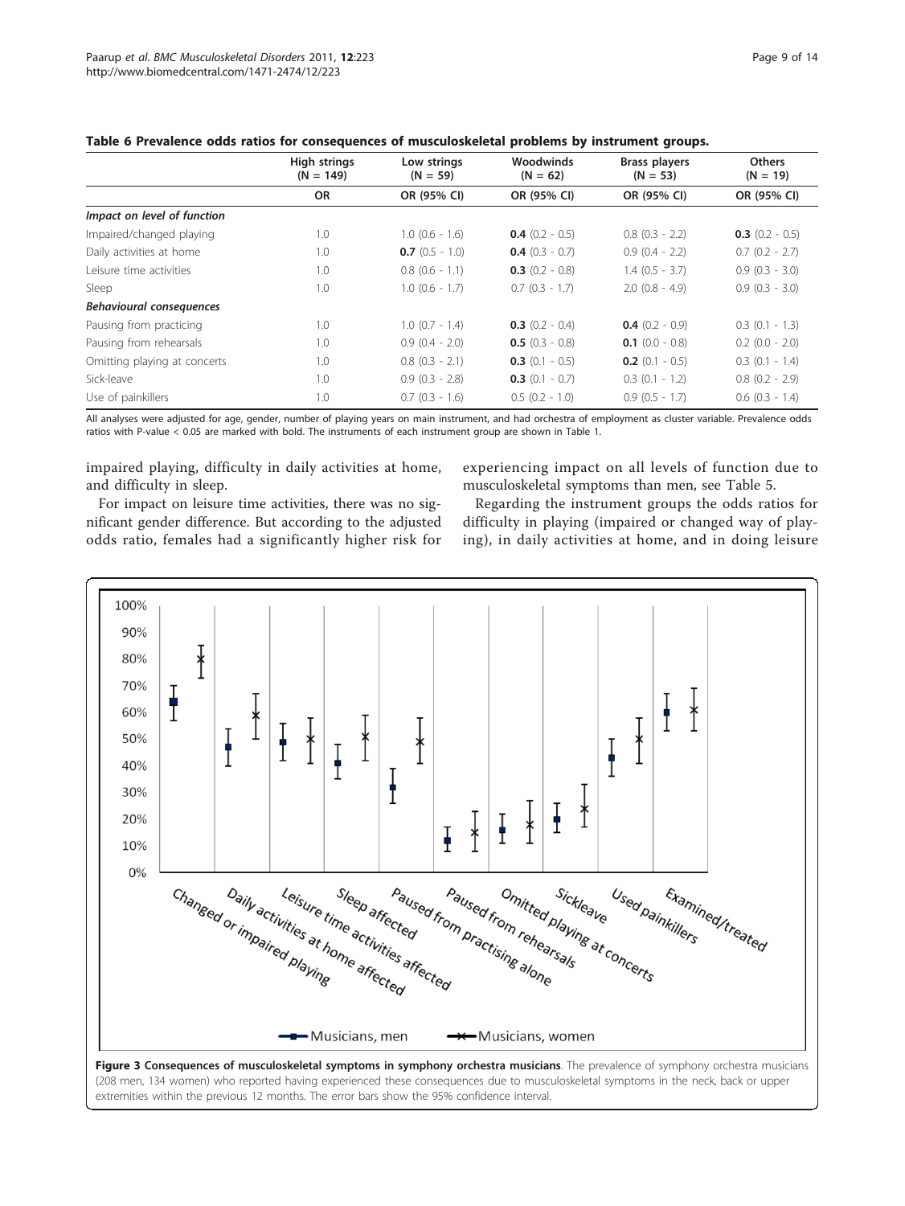**Table 6 Prevalence odds ratios for consequences of musculoskeletal problems by instrument groups.**

| | High strings (N = 149) | Low strings (N = 59) | Woodwinds (N = 62) | Brass players (N = 53) | Others (N = 19) |
|---|---|---|---|---|---|
| | OR | OR (95% CI) | OR (95% CI) | OR (95% CI) | OR (95% CI) |
| ***Impact on level of function*** | | | | | |
| Impaired/changed playing | 1.0 | 1.0 (0.6 - 1.6) | **0.4** (0.2 - 0.5) | 0.8 (0.3 - 2.2) | **0.3** (0.2 - 0.5) |
| Daily activities at home | 1.0 | **0.7** (0.5 - 1.0) | **0.4** (0.3 - 0.7) | 0.9 (0.4 - 2.2) | 0.7 (0.2 - 2.7) |
| Leisure time activities | 1.0 | 0.8 (0.6 - 1.1) | **0.3** (0.2 - 0.8) | 1.4 (0.5 - 3.7) | 0.9 (0.3 - 3.0) |
| Sleep | 1.0 | 1.0 (0.6 - 1.7) | 0.7 (0.3 - 1.7) | 2.0 (0.8 - 4.9) | 0.9 (0.3 - 3.0) |
| ***Behavioural consequences*** | | | | | |
| Pausing from practicing | 1.0 | 1.0 (0.7 - 1.4) | **0.3** (0.2 - 0.4) | **0.4** (0.2 - 0.9) | 0.3 (0.1 - 1.3) |
| Pausing from rehearsals | 1.0 | 0.9 (0.4 - 2.0) | **0.5** (0.3 - 0.8) | **0.1** (0.0 - 0.8) | 0.2 (0.0 - 2.0) |
| Omitting playing at concerts | 1.0 | 0.8 (0.3 - 2.1) | **0.3** (0.1 - 0.5) | **0.2** (0.1 - 0.5) | 0.3 (0.1 - 1.4) |
| Sick-leave | 1.0 | 0.9 (0.3 - 2.8) | **0.3** (0.1 - 0.7) | 0.3 (0.1 - 1.2) | 0.8 (0.2 - 2.9) |
| Use of painkillers | 1.0 | 0.7 (0.3 - 1.6) | 0.5 (0.2 - 1.0) | 0.9 (0.5 - 1.7) | 0.6 (0.3 - 1.4) |

All analyses were adjusted for age, gender, number of playing years on main instrument, and had orchestra of employment as cluster variable. Prevalence odds ratios with P-value < 0.05 are marked with bold. The instruments of each instrument group are shown in Table 1.

impaired playing, difficulty in daily activities at home, and difficulty in sleep.

For impact on leisure time activities, there was no significant gender difference. But according to the adjusted odds ratio, females had a significantly higher risk for experiencing impact on all levels of function due to musculoskeletal symptoms than men, see Table 5.

Regarding the instrument groups the odds ratios for difficulty in playing (impaired or changed way of playing), in daily activities at home, and in doing leisure

100%
90%
80%
70%
60%
50%
40%
30%
20%
10%
0%

Changed or impaired playing
Daily activities at home affected
Leisure time activities affected
Sleep affected
Paused from practising alone
Paused from rehearsals
Omitted playing at concerts
Sickleave
Used painkillers
Examined/treated

Musicians, men
Musicians, women

**Figure 3 Consequences of musculoskeletal symptoms in symphony orchestra musicians**. The prevalence of symphony orchestra musicians (208 men, 134 women) who reported having experienced these consequences due to musculoskeletal symptoms in the neck, back or upper extremities within the previous 12 months. The error bars show the 95% confidence interval.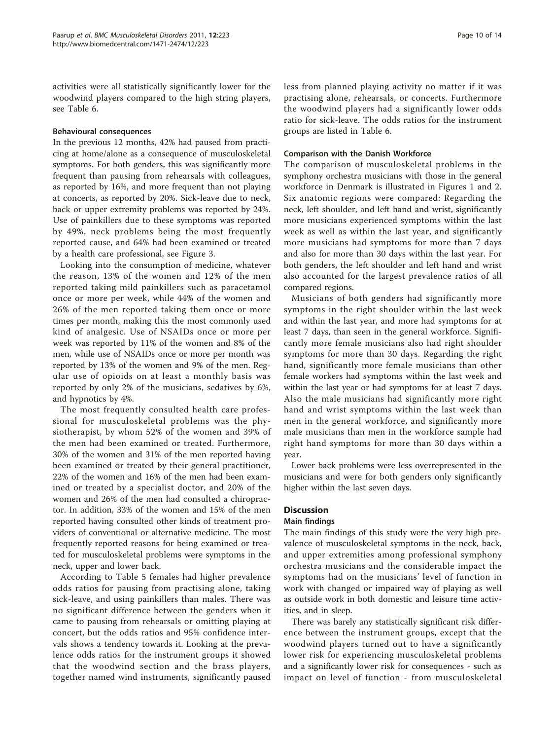activities were all statistically significantly lower for the woodwind players compared to the high string players, see Table 6.

### Behavioural consequences

In the previous 12 months, 42% had paused from practicing at home/alone as a consequence of musculoskeletal symptoms. For both genders, this was significantly more frequent than pausing from rehearsals with colleagues, as reported by 16%, and more frequent than not playing at concerts, as reported by 20%. Sick-leave due to neck, back or upper extremity problems was reported by 24%. Use of painkillers due to these symptoms was reported by 49%, neck problems being the most frequently reported cause, and 64% had been examined or treated by a health care professional, see Figure 3.

Looking into the consumption of medicine, whatever the reason, 13% of the women and 12% of the men reported taking mild painkillers such as paracetamol once or more per week, while 44% of the women and 26% of the men reported taking them once or more times per month, making this the most commonly used kind of analgesic. Use of NSAIDs once or more per week was reported by 11% of the women and 8% of the men, while use of NSAIDs once or more per month was reported by 13% of the women and 9% of the men. Regular use of opioids on at least a monthly basis was reported by only 2% of the musicians, sedatives by 6%, and hypnotics by 4%.

The most frequently consulted health care professional for musculoskeletal problems was the physiotherapist, by whom 52% of the women and 39% of the men had been examined or treated. Furthermore, 30% of the women and 31% of the men reported having been examined or treated by their general practitioner, 22% of the women and 16% of the men had been examined or treated by a specialist doctor, and 20% of the women and 26% of the men had consulted a chiropractor. In addition, 33% of the women and 15% of the men reported having consulted other kinds of treatment providers of conventional or alternative medicine. The most frequently reported reasons for being examined or treated for musculoskeletal problems were symptoms in the neck, upper and lower back.

According to Table 5 females had higher prevalence odds ratios for pausing from practising alone, taking sick-leave, and using painkillers than males. There was no significant difference between the genders when it came to pausing from rehearsals or omitting playing at concert, but the odds ratios and 95% confidence intervals shows a tendency towards it. Looking at the prevalence odds ratios for the instrument groups it showed that the woodwind section and the brass players, together named wind instruments, significantly paused less from planned playing activity no matter if it was practising alone, rehearsals, or concerts. Furthermore the woodwind players had a significantly lower odds ratio for sick-leave. The odds ratios for the instrument groups are listed in Table 6.

### Comparison with the Danish Workforce

The comparison of musculoskeletal problems in the symphony orchestra musicians with those in the general workforce in Denmark is illustrated in Figures 1 and 2. Six anatomic regions were compared: Regarding the neck, left shoulder, and left hand and wrist, significantly more musicians experienced symptoms within the last week as well as within the last year, and significantly more musicians had symptoms for more than 7 days and also for more than 30 days within the last year. For both genders, the left shoulder and left hand and wrist also accounted for the largest prevalence ratios of all compared regions.

Musicians of both genders had significantly more symptoms in the right shoulder within the last week and within the last year, and more had symptoms for at least 7 days, than seen in the general workforce. Significantly more female musicians also had right shoulder symptoms for more than 30 days. Regarding the right hand, significantly more female musicians than other female workers had symptoms within the last week and within the last year or had symptoms for at least 7 days. Also the male musicians had significantly more right hand and wrist symptoms within the last week than men in the general workforce, and significantly more male musicians than men in the workforce sample had right hand symptoms for more than 30 days within a year.

Lower back problems were less overrepresented in the musicians and were for both genders only significantly higher within the last seven days.

## Discussion

### Main findings

The main findings of this study were the very high prevalence of musculoskeletal symptoms in the neck, back, and upper extremities among professional symphony orchestra musicians and the considerable impact the symptoms had on the musicians' level of function in work with changed or impaired way of playing as well as outside work in both domestic and leisure time activities, and in sleep.

There was barely any statistically significant risk difference between the instrument groups, except that the woodwind players turned out to have a significantly lower risk for experiencing musculoskeletal problems and a significantly lower risk for consequences - such as impact on level of function - from musculoskeletal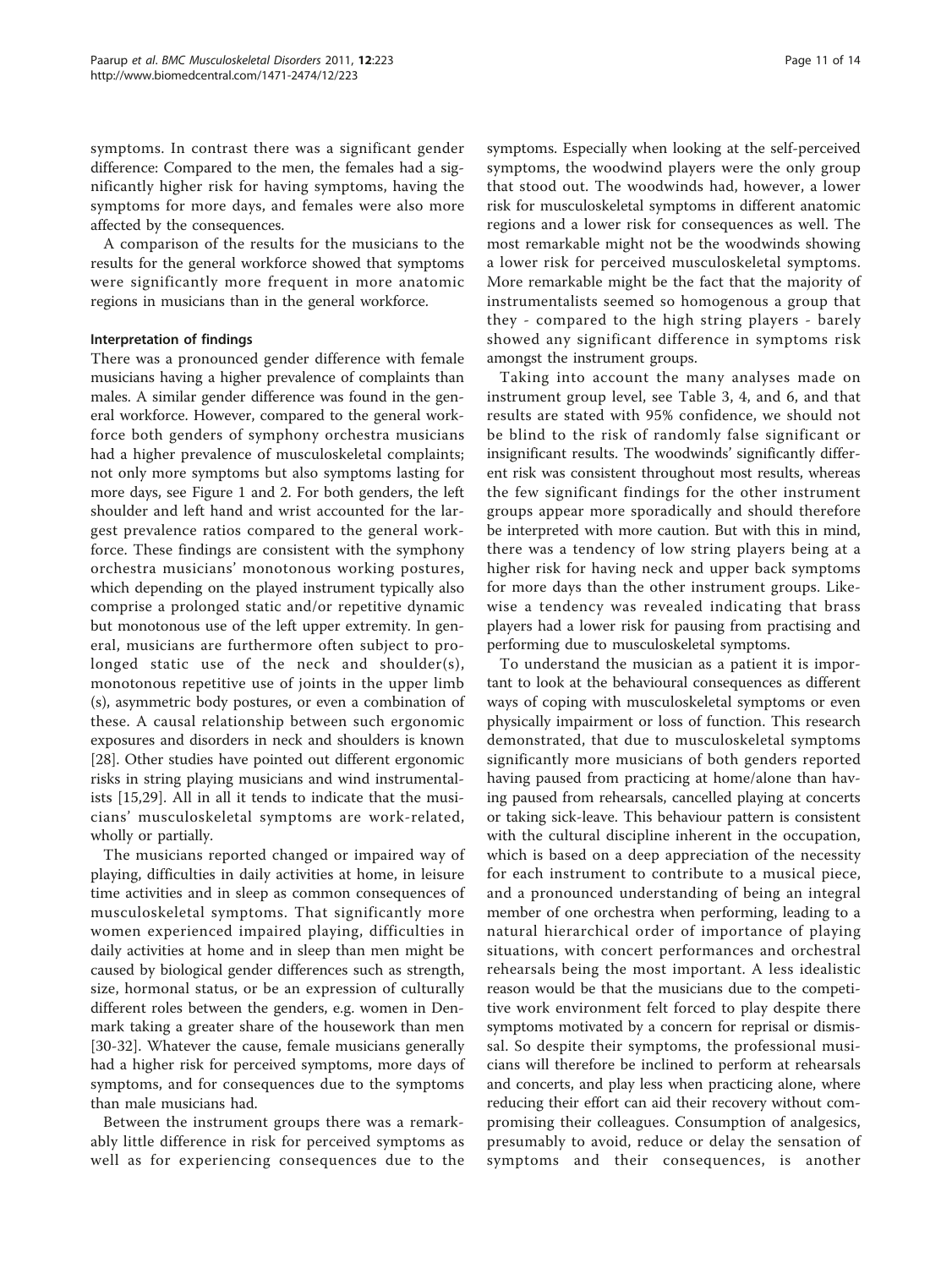symptoms. In contrast there was a significant gender difference: Compared to the men, the females had a significantly higher risk for having symptoms, having the symptoms for more days, and females were also more affected by the consequences.

A comparison of the results for the musicians to the results for the general workforce showed that symptoms were significantly more frequent in more anatomic regions in musicians than in the general workforce.

### Interpretation of findings

There was a pronounced gender difference with female musicians having a higher prevalence of complaints than males. A similar gender difference was found in the general workforce. However, compared to the general workforce both genders of symphony orchestra musicians had a higher prevalence of musculoskeletal complaints; not only more symptoms but also symptoms lasting for more days, see Figure 1 and 2. For both genders, the left shoulder and left hand and wrist accounted for the largest prevalence ratios compared to the general workforce. These findings are consistent with the symphony orchestra musicians' monotonous working postures, which depending on the played instrument typically also comprise a prolonged static and/or repetitive dynamic but monotonous use of the left upper extremity. In general, musicians are furthermore often subject to prolonged static use of the neck and shoulder(s), monotonous repetitive use of joints in the upper limb (s), asymmetric body postures, or even a combination of these. A causal relationship between such ergonomic exposures and disorders in neck and shoulders is known [28]. Other studies have pointed out different ergonomic risks in string playing musicians and wind instrumentalists [15,29]. All in all it tends to indicate that the musicians' musculoskeletal symptoms are work-related, wholly or partially.

The musicians reported changed or impaired way of playing, difficulties in daily activities at home, in leisure time activities and in sleep as common consequences of musculoskeletal symptoms. That significantly more women experienced impaired playing, difficulties in daily activities at home and in sleep than men might be caused by biological gender differences such as strength, size, hormonal status, or be an expression of culturally different roles between the genders, e.g. women in Denmark taking a greater share of the housework than men [30-32]. Whatever the cause, female musicians generally had a higher risk for perceived symptoms, more days of symptoms, and for consequences due to the symptoms than male musicians had.

Between the instrument groups there was a remarkably little difference in risk for perceived symptoms as well as for experiencing consequences due to the symptoms. Especially when looking at the self-perceived symptoms, the woodwind players were the only group that stood out. The woodwinds had, however, a lower risk for musculoskeletal symptoms in different anatomic regions and a lower risk for consequences as well. The most remarkable might not be the woodwinds showing a lower risk for perceived musculoskeletal symptoms. More remarkable might be the fact that the majority of instrumentalists seemed so homogenous a group that they - compared to the high string players - barely showed any significant difference in symptoms risk amongst the instrument groups.

Taking into account the many analyses made on instrument group level, see Table 3, 4, and 6, and that results are stated with 95% confidence, we should not be blind to the risk of randomly false significant or insignificant results. The woodwinds' significantly different risk was consistent throughout most results, whereas the few significant findings for the other instrument groups appear more sporadically and should therefore be interpreted with more caution. But with this in mind, there was a tendency of low string players being at a higher risk for having neck and upper back symptoms for more days than the other instrument groups. Likewise a tendency was revealed indicating that brass players had a lower risk for pausing from practising and performing due to musculoskeletal symptoms.

To understand the musician as a patient it is important to look at the behavioural consequences as different ways of coping with musculoskeletal symptoms or even physically impairment or loss of function. This research demonstrated, that due to musculoskeletal symptoms significantly more musicians of both genders reported having paused from practicing at home/alone than having paused from rehearsals, cancelled playing at concerts or taking sick-leave. This behaviour pattern is consistent with the cultural discipline inherent in the occupation, which is based on a deep appreciation of the necessity for each instrument to contribute to a musical piece, and a pronounced understanding of being an integral member of one orchestra when performing, leading to a natural hierarchical order of importance of playing situations, with concert performances and orchestral rehearsals being the most important. A less idealistic reason would be that the musicians due to the competitive work environment felt forced to play despite there symptoms motivated by a concern for reprisal or dismissal. So despite their symptoms, the professional musicians will therefore be inclined to perform at rehearsals and concerts, and play less when practicing alone, where reducing their effort can aid their recovery without compromising their colleagues. Consumption of analgesics, presumably to avoid, reduce or delay the sensation of symptoms and their consequences, is another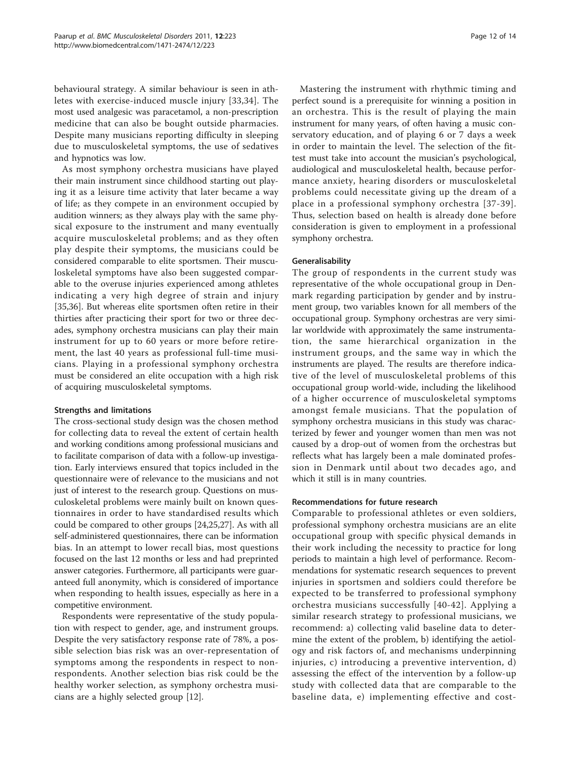behavioural strategy. A similar behaviour is seen in athletes with exercise-induced muscle injury [33,34]. The most used analgesic was paracetamol, a non-prescription medicine that can also be bought outside pharmacies. Despite many musicians reporting difficulty in sleeping due to musculoskeletal symptoms, the use of sedatives and hypnotics was low.

As most symphony orchestra musicians have played their main instrument since childhood starting out playing it as a leisure time activity that later became a way of life; as they compete in an environment occupied by audition winners; as they always play with the same physical exposure to the instrument and many eventually acquire musculoskeletal problems; and as they often play despite their symptoms, the musicians could be considered comparable to elite sportsmen. Their musculoskeletal symptoms have also been suggested comparable to the overuse injuries experienced among athletes indicating a very high degree of strain and injury [35,36]. But whereas elite sportsmen often retire in their thirties after practicing their sport for two or three decades, symphony orchestra musicians can play their main instrument for up to 60 years or more before retirement, the last 40 years as professional full-time musicians. Playing in a professional symphony orchestra must be considered an elite occupation with a high risk of acquiring musculoskeletal symptoms.

#### Strengths and limitations

The cross-sectional study design was the chosen method for collecting data to reveal the extent of certain health and working conditions among professional musicians and to facilitate comparison of data with a follow-up investigation. Early interviews ensured that topics included in the questionnaire were of relevance to the musicians and not just of interest to the research group. Questions on musculoskeletal problems were mainly built on known questionnaires in order to have standardised results which could be compared to other groups [24,25,27]. As with all self-administered questionnaires, there can be information bias. In an attempt to lower recall bias, most questions focused on the last 12 months or less and had preprinted answer categories. Furthermore, all participants were guaranteed full anonymity, which is considered of importance when responding to health issues, especially as here in a competitive environment.

Respondents were representative of the study population with respect to gender, age, and instrument groups. Despite the very satisfactory response rate of 78%, a possible selection bias risk was an over-representation of symptoms among the respondents in respect to non-respondents. Another selection bias risk could be the healthy worker selection, as symphony orchestra musicians are a highly selected group [12].

Mastering the instrument with rhythmic timing and perfect sound is a prerequisite for winning a position in an orchestra. This is the result of playing the main instrument for many years, of often having a music conservatory education, and of playing 6 or 7 days a week in order to maintain the level. The selection of the fittest must take into account the musician's psychological, audiological and musculoskeletal health, because performance anxiety, hearing disorders or musculoskeletal problems could necessitate giving up the dream of a place in a professional symphony orchestra [37-39]. Thus, selection based on health is already done before consideration is given to employment in a professional symphony orchestra.

#### Generalisability

The group of respondents in the current study was representative of the whole occupational group in Denmark regarding participation by gender and by instrument group, two variables known for all members of the occupational group. Symphony orchestras are very similar worldwide with approximately the same instrumentation, the same hierarchical organization in the instrument groups, and the same way in which the instruments are played. The results are therefore indicative of the level of musculoskeletal problems of this occupational group world-wide, including the likelihood of a higher occurrence of musculoskeletal symptoms amongst female musicians. That the population of symphony orchestra musicians in this study was characterized by fewer and younger women than men was not caused by a drop-out of women from the orchestras but reflects what has largely been a male dominated profession in Denmark until about two decades ago, and which it still is in many countries.

#### Recommendations for future research

Comparable to professional athletes or even soldiers, professional symphony orchestra musicians are an elite occupational group with specific physical demands in their work including the necessity to practice for long periods to maintain a high level of performance. Recommendations for systematic research sequences to prevent injuries in sportsmen and soldiers could therefore be expected to be transferred to professional symphony orchestra musicians successfully [40-42]. Applying a similar research strategy to professional musicians, we recommend: a) collecting valid baseline data to determine the extent of the problem, b) identifying the aetiology and risk factors of, and mechanisms underpinning injuries, c) introducing a preventive intervention, d) assessing the effect of the intervention by a follow-up study with collected data that are comparable to the baseline data, e) implementing effective and cost-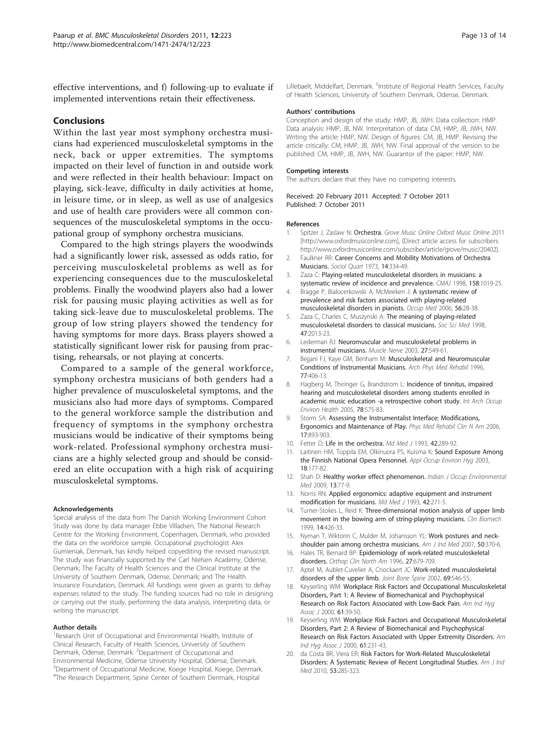effective interventions, and f) following-up to evaluate if implemented interventions retain their effectiveness.

## Conclusions

Within the last year most symphony orchestra musicians had experienced musculoskeletal symptoms in the neck, back or upper extremities. The symptoms impacted on their level of function in and outside work and were reflected in their health behaviour: Impact on playing, sick-leave, difficulty in daily activities at home, in leisure time, or in sleep, as well as use of analgesics and use of health care providers were all common consequences of the musculoskeletal symptoms in the occupational group of symphony orchestra musicians.

Compared to the high strings players the woodwinds had a significantly lower risk, assessed as odds ratio, for perceiving musculoskeletal problems as well as for experiencing consequences due to the musculoskeletal problems. Finally the woodwind players also had a lower risk for pausing music playing activities as well as for taking sick-leave due to musculoskeletal problems. The group of low string players showed the tendency for having symptoms for more days. Brass players showed a statistically significant lower risk for pausing from practising, rehearsals, or not playing at concerts.

Compared to a sample of the general workforce, symphony orchestra musicians of both genders had a higher prevalence of musculoskeletal symptoms, and the musicians also had more days of symptoms. Compared to the general workforce sample the distribution and frequency of symptoms in the symphony orchestra musicians would be indicative of their symptoms being work-related. Professional symphony orchestra musicians are a highly selected group and should be considered an elite occupation with a high risk of acquiring musculoskeletal symptoms.

#### Acknowledgements

Special analysis of the data from The Danish Working Environment Cohort Study was done by data manager Ebbe Villadsen, The National Research Centre for the Working Environment, Copenhagen, Denmark, who provided the data on the workforce sample. Occupational psychologist Alex Gurnieniak, Denmark, has kindly helped copyediting the revised manuscript. The study was financially supported by the Carl Nielsen Academy, Odense, Denmark; The Faculty of Health Sciences and the Clinical Institute at the University of Southern Denmark, Odense, Denmark; and The Health Insurance Foundation, Denmark. All fundings were given as grants to defray expenses related to the study. The funding sources had no role in designing or carrying out the study, performing the data analysis, interpreting data, or writing the manuscript.

#### Author details

[1]Research Unit of Occupational and Environmental Health, Institute of Clinical Research, Faculty of Health Sciences, University of Southern Denmark, Odense, Denmark. [2]Department of Occupational and Environmental Medicine, Odense University Hospital, Odense, Denmark. [3]Department of Occupational Medicine, Koege Hospital, Koege, Denmark. [4]The Research Department, Spine Center of Southern Denmark, Hospital Lillebaelt, Middelfart, Denmark. [5]Institute of Regional Health Services, Faculty of Health Sciences, University of Southern Denmark, Odense, Denmark.

#### Authors' contributions

Conception and design of the study: HMP, JB, JWH. Data collection: HMP. Data analysis: HMP, JB, NW. Interpretation of data: CM, HMP, JB, JWH, NW. Writing the article: HMP, NW. Design of figures: CM, JB, HMP. Revising the article critically: CM, HMP, JB, JWH, NW. Final approval of the version to be published: CM, HMP, JB, JWH, NW. Guarantor of the paper: HMP, NW.

#### Competing interests

The authors declare that they have no competing interests.

Received: 20 February 2011 Accepted: 7 October 2011
Published: 7 October 2011

#### References

1. Spitzer J, Zaslaw N: **Orchestra.** *Grove Music Online Oxford Music Online* 2011 [http://www.oxfordmusiconline.com], (Direct article access for subscribers: http://www.oxfordmusiconline.com/subscriber/article/grove/music/20402).
2. Faulkner RR: **Career Concerns and Mobility Motivations of Orchestra Musicians.** *Sociol Quart* 1973, **14**:334-49.
3. Zaza C: **Playing-related musculoskeletal disorders in musicians: a systematic review of incidence and prevalence.** *CMAJ* 1998, **158**:1019-25.
4. Bragge P, Bialocerkowski A, McMeeken J: **A systematic review of prevalence and risk factors associated with playing-related musculoskeletal disorders in pianists.** *Occup Med* 2006, **56**:28-38.
5. Zaza C, Charles C, Muszynski A: **The meaning of playing-related musculoskeletal disorders to classical musicians.** *Soc Sci Med* 1998, **47**:2013-23.
6. Lederman RJ: **Neuromuscular and musculoskeletal problems in instrumental musicians.** *Muscle Nerve* 2003, **27**:549-61.
7. Bejjani FJ, Kaye GM, Benham M: **Musculoskeletal and Neuromuscular Conditions of Instrumental Musicians.** *Arch Phys Med Rehabil* 1996, **77**:406-13.
8. Hagberg M, Thiringer G, Brandstrom L: **Incidence of tinnitus, impaired hearing and musculoskeletal disorders among students enrolled in academic music education -a retrospective cohort study.** *Int Arch Occup Environ Health* 2005, **78**:575-83.
9. Storm SA: **Assessing the Instrumentalist Interface: Modifications, Ergonomics and Maintenance of Play.** *Phys Med Rehabil Clin N Am* 2006, **17**:893-903.
10. Fetter D: **Life in the orchestra.** *Md Med J* 1993, **42**:289-92.
11. Laitinen HM, Toppila EM, Olkinuora PS, Kuisma K: **Sound Exposure Among the Finnish National Opera Personnel.** *Appl Occup Environ Hyg* 2003, **18**:177-82.
12. Shah D: **Healthy worker effect phenomenon.** *Indian J Occup Environmental Med* 2009, **13**:77-9.
13. Norris RN: **Applied ergonomics: adaptive equipment and instrument modification for musicians.** *Md Med J* 1993, **42**:271-5.
14. Turner-Stokes L, Reid K: **Three-dimensional motion analysis of upper limb movement in the bowing arm of string-playing musicians.** *Clin Biomech* 1999, **14**:426-33.
15. Nyman T, Wiktorin C, Mulder M, Johansson YL: **Work postures and neck-shoulder pain among orchestra musicians.** *Am J Ind Med* 2007, **50**:370-6.
16. Hales TR, Bernard BP: **Epidemiology of work-related musculoskeletal disorders.** *Orthop Clin North Am* 1996, **27**:679-709.
17. Aptel M, Aublet-Cuvelier A, Cnockaert JC: **Work-related musculoskeletal disorders of the upper limb.** *Joint Bone Spine* 2002, **69**:546-55.
18. Keyserling WM: **Workplace Risk Factors and Occupational Musculoskeletal Disorders, Part 1: A Review of Biomechanical and Psychophysical Research on Risk Factors Associated with Low-Back Pain.** *Am Ind Hyg Assoc J* 2000, **61**:39-50.
19. Keyserling WM: **Workplace Risk Factors and Occupational Musculoskeletal Disorders, Part 2: A Review of Biomechanical and Psychophysical Research on Risk Factors Associated with Upper Extremity Disorders.** *Am Ind Hyg Assoc J* 2000, **61**:231-43.
20. da Costa BR, Viera ER: **Risk Factors for Work-Related Musculoskeletal Disorders: A Systematic Review of Recent Longitudinal Studies.** *Am J Ind Med* 2010, **53**:285-323.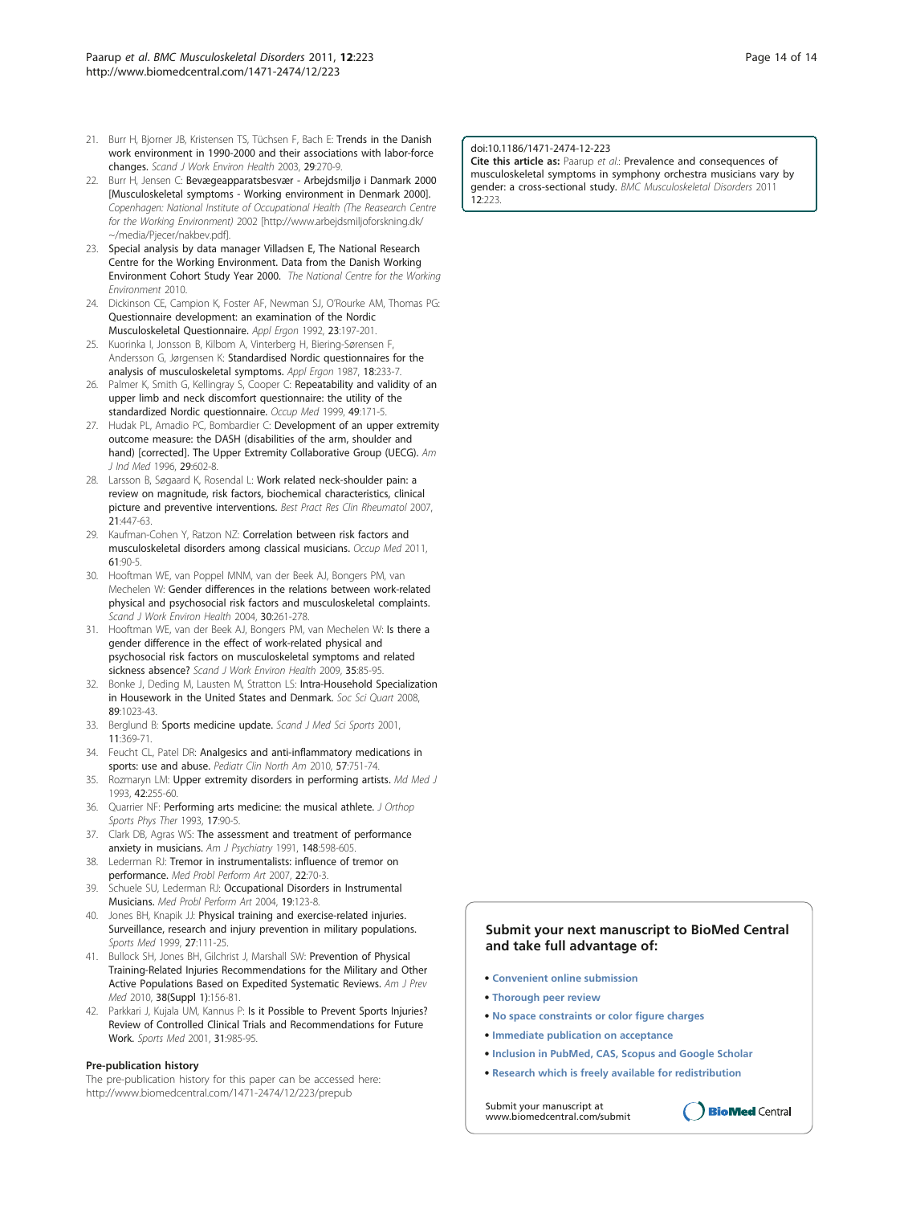21. Burr H, Bjorner JB, Kristensen TS, Tüchsen F, Bach E: **Trends in the Danish work environment in 1990-2000 and their associations with labor-force changes.** *Scand J Work Environ Health* 2003, **29**:270-9.
22. Burr H, Jensen C: **Bevægeapparatsbesvær - Arbejdsmiljø i Danmark 2000 [Musculoskeletal symptoms - Working environment in Denmark 2000].** *Copenhagen: National Institute of Occupational Health (The Reasearch Centre for the Working Environment)* 2002 [http://www.arbejdsmiljoforskning.dk/~/media/Pjecer/nakbev.pdf].
23. **Special analysis by data manager Villadsen E, The National Research Centre for the Working Environment. Data from the Danish Working Environment Cohort Study Year 2000.** *The National Centre for the Working Environment* 2010.
24. Dickinson CE, Campion K, Foster AF, Newman SJ, O'Rourke AM, Thomas PG: **Questionnaire development: an examination of the Nordic Musculoskeletal Questionnaire.** *Appl Ergon* 1992, **23**:197-201.
25. Kuorinka I, Jonsson B, Kilbom A, Vinterberg H, Biering-Sørensen F, Andersson G, Jørgensen K: **Standardised Nordic questionnaires for the analysis of musculoskeletal symptoms.** *Appl Ergon* 1987, **18**:233-7.
26. Palmer K, Smith G, Kellingray S, Cooper C: **Repeatability and validity of an upper limb and neck discomfort questionnaire: the utility of the standardized Nordic questionnaire.** *Occup Med* 1999, **49**:171-5.
27. Hudak PL, Amadio PC, Bombardier C: **Development of an upper extremity outcome measure: the DASH (disabilities of the arm, shoulder and hand) [corrected]. The Upper Extremity Collaborative Group (UECG).** *Am J Ind Med* 1996, **29**:602-8.
28. Larsson B, Søgaard K, Rosendal L: **Work related neck-shoulder pain: a review on magnitude, risk factors, biochemical characteristics, clinical picture and preventive interventions.** *Best Pract Res Clin Rheumatol* 2007, **21**:447-63.
29. Kaufman-Cohen Y, Ratzon NZ: **Correlation between risk factors and musculoskeletal disorders among classical musicians.** *Occup Med* 2011, **61**:90-5.
30. Hooftman WE, van Poppel MNM, van der Beek AJ, Bongers PM, van Mechelen W: **Gender differences in the relations between work-related physical and psychosocial risk factors and musculoskeletal complaints.** *Scand J Work Environ Health* 2004, **30**:261-278.
31. Hooftman WE, van der Beek AJ, Bongers PM, van Mechelen W: **Is there a gender difference in the effect of work-related physical and psychosocial risk factors on musculoskeletal symptoms and related sickness absence?** *Scand J Work Environ Health* 2009, **35**:85-95.
32. Bonke J, Deding M, Lausten M, Stratton LS: **Intra-Household Specialization in Housework in the United States and Denmark.** *Soc Sci Quart* 2008, **89**:1023-43.
33. Berglund B: **Sports medicine update.** *Scand J Med Sci Sports* 2001, **11**:369-71.
34. Feucht CL, Patel DR: **Analgesics and anti-inflammatory medications in sports: use and abuse.** *Pediatr Clin North Am* 2010, **57**:751-74.
35. Rozmaryn LM: **Upper extremity disorders in performing artists.** *Md Med J* 1993, **42**:255-60.
36. Quarrier NF: **Performing arts medicine: the musical athlete.** *J Orthop Sports Phys Ther* 1993, **17**:90-5.
37. Clark DB, Agras WS: **The assessment and treatment of performance anxiety in musicians.** *Am J Psychiatry* 1991, **148**:598-605.
38. Lederman RJ: **Tremor in instrumentalists: influence of tremor on performance.** *Med Probl Perform Art* 2007, **22**:70-3.
39. Schuele SU, Lederman RJ: **Occupational Disorders in Instrumental Musicians.** *Med Probl Perform Art* 2004, **19**:123-8.
40. Jones BH, Knapik JJ: **Physical training and exercise-related injuries. Surveillance, research and injury prevention in military populations.** *Sports Med* 1999, **27**:111-25.
41. Bullock SH, Jones BH, Gilchrist J, Marshall SW: **Prevention of Physical Training-Related Injuries Recommendations for the Military and Other Active Populations Based on Expedited Systematic Reviews.** *Am J Prev Med* 2010, **38(Suppl 1)**:156-81.
42. Parkkari J, Kujala UM, Kannus P: **Is it Possible to Prevent Sports Injuries? Review of Controlled Clinical Trials and Recommendations for Future Work.** *Sports Med* 2001, **31**:985-95.

### Pre-publication history

The pre-publication history for this paper can be accessed here:
http://www.biomedcentral.com/1471-2474/12/223/prepub

doi:10.1186/1471-2474-12-223

**Cite this article as:** Paarup *et al.*: Prevalence and consequences of musculoskeletal symptoms in symphony orchestra musicians vary by gender: a cross-sectional study. *BMC Musculoskeletal Disorders* 2011 **12**:223.

**Submit your next manuscript to BioMed Central and take full advantage of:**

- **Convenient online submission**
- **Thorough peer review**
- **No space constraints or color figure charges**
- **Immediate publication on acceptance**
- **Inclusion in PubMed, CAS, Scopus and Google Scholar**
- **Research which is freely available for redistribution**

Submit your manuscript at
www.biomedcentral.com/submit

BioMed Central